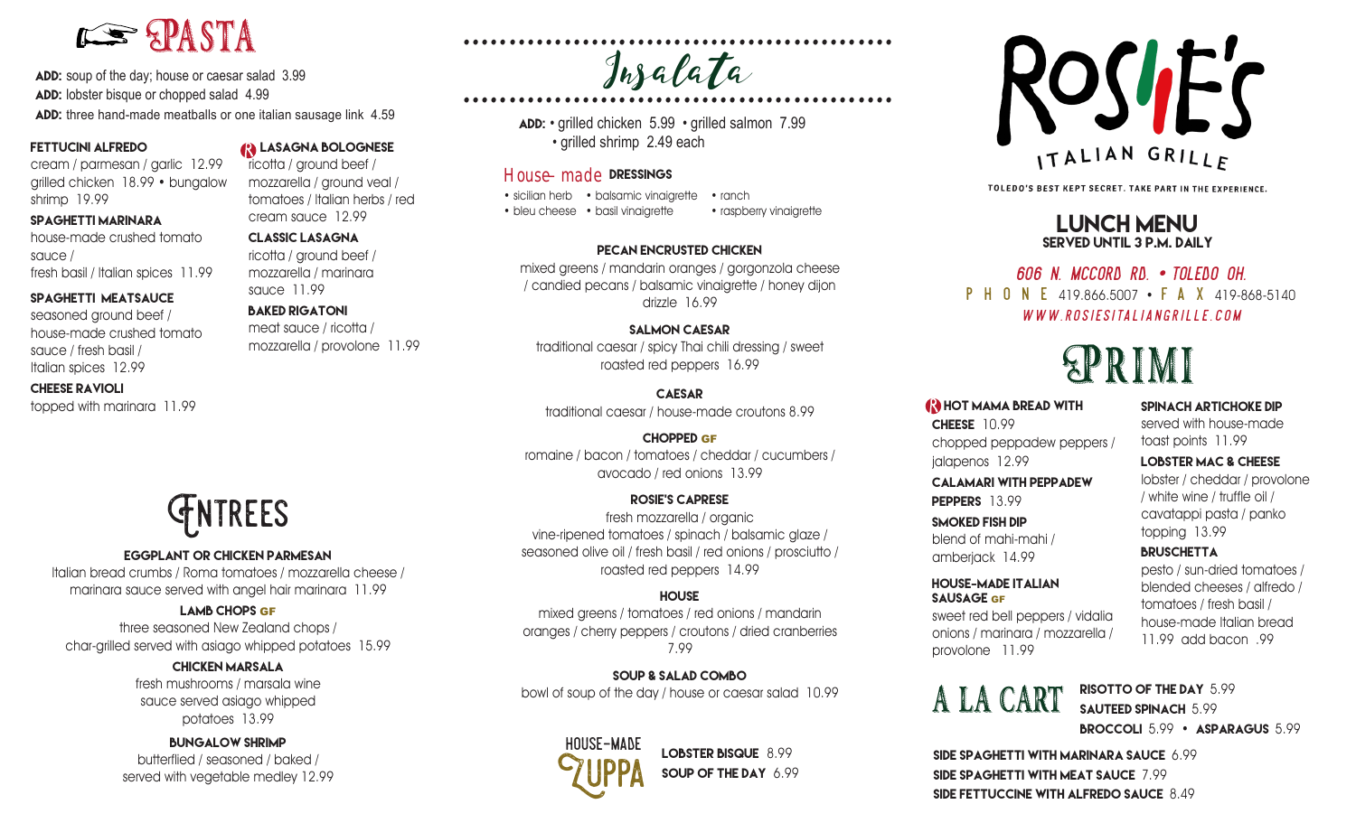# ROSIE'S ITALIAN GRILLE

TOLEDO'S BEST KEPT SECRET. TAKE PART IN THE EXPERIENCE.

## LUNCH MENU

**SERVED UNTIL 3 P.M. DAILY**

606 N. MCCORD RD. • TOLEDO OH.

PHONE 419.866.5007 • FAX 419-868-5140

WWW.ROSIESITALIANGRILLE.COM

## Primi

**HOT MAMA BREAD WITH CHEESE** 10.99
chopped peppadew peppers / jalapenos 12.99

**CALAMARI WITH PEPPADEW PEPPERS** 13.99

**SMOKED FISH DIP**
blend of mahi-mahi / amberjack 14.99

**HOUSE-MADE ITALIAN SAUSAGE** GF
sweet red bell peppers / vidalia onions / marinara / mozzarella / provolone 11.99

**SPINACH ARTICHOKE DIP**
served with house-made toast points 11.99

**LOBSTER MAC & CHEESE**
lobster / cheddar / provolone / white wine / truffle oil / cavatappi pasta / panko topping 13.99

**BRUSCHETTA**
pesto / sun-dried tomatoes / blended cheeses / alfredo / tomatoes / fresh basil / house-made Italian bread 11.99 add bacon .99

## A La Cart

**RISOTTO OF THE DAY** 5.99
**SAUTEED SPINACH** 5.99
**BROCCOLI** 5.99 • **ASPARAGUS** 5.99

**SIDE SPAGHETTI WITH MARINARA SAUCE** 6.99
**SIDE SPAGHETTI WITH MEAT SAUCE** 7.99
**SIDE FETTUCCINE WITH ALFREDO SAUCE** 8.49

## Pasta

**ADD:** soup of the day; house or caesar salad 3.99
**ADD:** lobster bisque or chopped salad 4.99
**ADD:** three hand-made meatballs or one italian sausage link 4.59

**FETTUCINI ALFREDO**
cream / parmesan / garlic 12.99
grilled chicken 18.99 • bungalow shrimp 19.99

**SPAGHETTI MARINARA**
house-made crushed tomato sauce / fresh basil / Italian spices 11.99

**SPAGHETTI MEATSAUCE**
seasoned ground beef / house-made crushed tomato sauce / fresh basil / Italian spices 12.99

**CHEESE RAVIOLI**
topped with marinara 11.99

**LASAGNA BOLOGNESE**
ricotta / ground beef / mozzarella / ground veal / tomatoes / Italian herbs / red cream sauce 12.99

**CLASSIC LASAGNA**
ricotta / ground beef / mozzarella / marinara sauce 11.99

**BAKED RIGATONI**
meat sauce / ricotta / mozzarella / provolone 11.99

## Entrees

**EGGPLANT OR CHICKEN PARMESAN**
Italian bread crumbs / Roma tomatoes / mozzarella cheese / marinara sauce served with angel hair marinara 11.99

**LAMB CHOPS** GF
three seasoned New Zealand chops / char-grilled served with asiago whipped potatoes 15.99

**CHICKEN MARSALA**
fresh mushrooms / marsala wine sauce served asiago whipped potatoes 13.99

**BUNGALOW SHRIMP**
butterflied / seasoned / baked / served with vegetable medley 12.99

## Insalata

**ADD:** • grilled chicken 5.99 • grilled salmon 7.99 • grilled shrimp 2.49 each

### House-made DRESSINGS

- sicilian herb
- balsamic vinaigrette
- ranch
- bleu cheese
- basil vinaigrette
- raspberry vinaigrette

**PECAN ENCRUSTED CHICKEN**
mixed greens / mandarin oranges / gorgonzola cheese / candied pecans / balsamic vinaigrette / honey dijon drizzle 16.99

**SALMON CAESAR**
traditional caesar / spicy Thai chili dressing / sweet roasted red peppers 16.99

**CAESAR**
traditional caesar / house-made croutons 8.99

**CHOPPED** GF
romaine / bacon / tomatoes / cheddar / cucumbers / avocado / red onions 13.99

**ROSIE'S CAPRESE**
fresh mozzarella / organic vine-ripened tomatoes / spinach / balsamic glaze / seasoned olive oil / fresh basil / red onions / prosciutto / roasted red peppers 14.99

**HOUSE**
mixed greens / tomatoes / red onions / mandarin oranges / cherry peppers / croutons / dried cranberries 7.99

**SOUP & SALAD COMBO**
bowl of soup of the day / house or caesar salad 10.99

## House-made Zuppa

**LOBSTER BISQUE** 8.99
**SOUP OF THE DAY** 6.99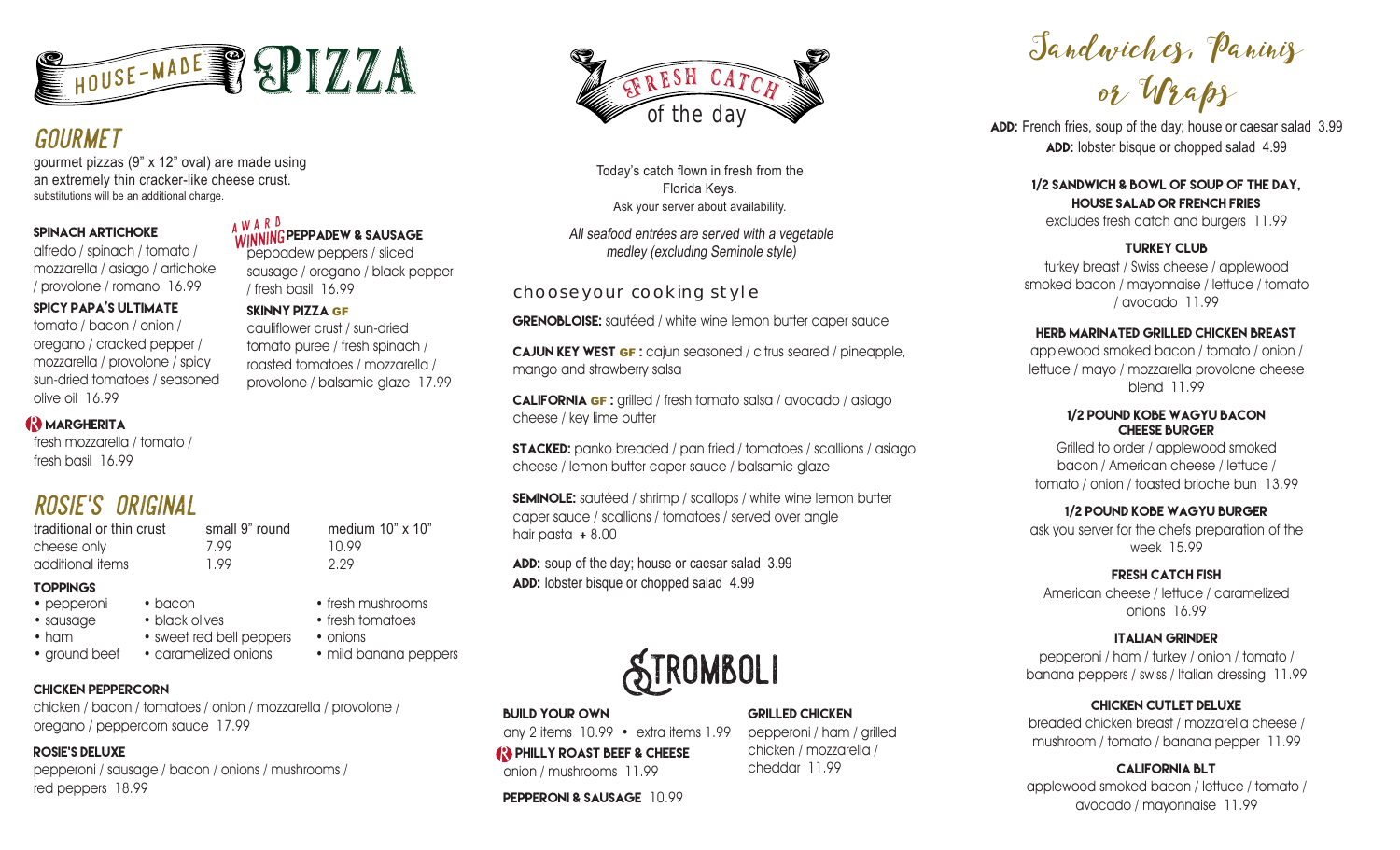# HOUSE-MADE PIZZA

## GOURMET

gourmet pizzas (9" x 12" oval) are made using an extremely thin cracker-like cheese crust.
substitutions will be an additional charge.

### SPINACH ARTICHOKE

alfredo / spinach / tomato / mozzarella / asiago / artichoke / provolone / romano 16.99

### SPICY PAPA'S ULTIMATE

tomato / bacon / onion / oregano / cracked pepper / mozzarella / provolone / spicy sun-dried tomatoes / seasoned olive oil 16.99

### MARGHERITA

fresh mozzarella / tomato / fresh basil 16.99

### AWARD WINNING PEPPADEW & SAUSAGE

peppadew peppers / sliced sausage / oregano / black pepper / fresh basil 16.99

### SKINNY PIZZA GF

cauliflower crust / sun-dried tomato puree / fresh spinach / roasted tomatoes / mozzarella / provolone / balsamic glaze 17.99

## ROSIE'S ORIGINAL

| traditional or thin crust | small 9" round | medium 10" x 10" |
|---|---|---|
| cheese only | 7.99 | 10.99 |
| additional items | 1.99 | 2.29 |

### TOPPINGS

- pepperoni
- sausage
- ham
- ground beef
- bacon
- black olives
- sweet red bell peppers
- caramelized onions
- fresh mushrooms
- fresh tomatoes
- onions
- mild banana peppers

### CHICKEN PEPPERCORN

chicken / bacon / tomatoes / onion / mozzarella / provolone / oregano / peppercorn sauce 17.99

### ROSIE'S DELUXE

pepperoni / sausage / bacon / onions / mushrooms / red peppers 18.99

# FRESH CATCH of the day

Today's catch flown in fresh from the Florida Keys.
Ask your server about availability.

*All seafood entrées are served with a vegetable medley (excluding Seminole style)*

## choose your cooking style

**GRENOBLOISE:** sautéed / white wine lemon butter caper sauce

**CAJUN KEY WEST GF :** cajun seasoned / citrus seared / pineapple, mango and strawberry salsa

**CALIFORNIA GF :** grilled / fresh tomato salsa / avocado / asiago cheese / key lime butter

**STACKED:** panko breaded / pan fried / tomatoes / scallions / asiago cheese / lemon butter caper sauce / balsamic glaze

**SEMINOLE:** sautéed / shrimp / scallops / white wine lemon butter caper sauce / scallions / tomatoes / served over angle hair pasta + 8.00

**ADD:** soup of the day; house or caesar salad 3.99
**ADD:** lobster bisque or chopped salad 4.99

# STROMBOLI

### BUILD YOUR OWN

any 2 items 10.99 • extra items 1.99

### PHILLY ROAST BEEF & CHEESE

onion / mushrooms 11.99

### PEPPERONI & SAUSAGE 10.99

### GRILLED CHICKEN

pepperoni / ham / grilled chicken / mozzarella / cheddar 11.99

# Sandwiches, Paninis or Wraps

**ADD:** French fries, soup of the day; house or caesar salad 3.99
**ADD:** lobster bisque or chopped salad 4.99

### 1/2 SANDWICH & BOWL OF SOUP OF THE DAY, HOUSE SALAD OR FRENCH FRIES

excludes fresh catch and burgers 11.99

### TURKEY CLUB

turkey breast / Swiss cheese / applewood smoked bacon / mayonnaise / lettuce / tomato / avocado 11.99

### HERB MARINATED GRILLED CHICKEN BREAST

applewood smoked bacon / tomato / onion / lettuce / mayo / mozzarella provolone cheese blend 11.99

### 1/2 POUND KOBE WAGYU BACON CHEESE BURGER

Grilled to order / applewood smoked bacon / American cheese / lettuce / tomato / onion / toasted brioche bun 13.99

### 1/2 POUND KOBE WAGYU BURGER

ask you server for the chefs preparation of the week 15.99

### FRESH CATCH FISH

American cheese / lettuce / caramelized onions 16.99

### ITALIAN GRINDER

pepperoni / ham / turkey / onion / tomato / banana peppers / swiss / Italian dressing 11.99

### CHICKEN CUTLET DELUXE

breaded chicken breast / mozzarella cheese / mushroom / tomato / banana pepper 11.99

### CALIFORNIA BLT

applewood smoked bacon / lettuce / tomato / avocado / mayonnaise 11.99